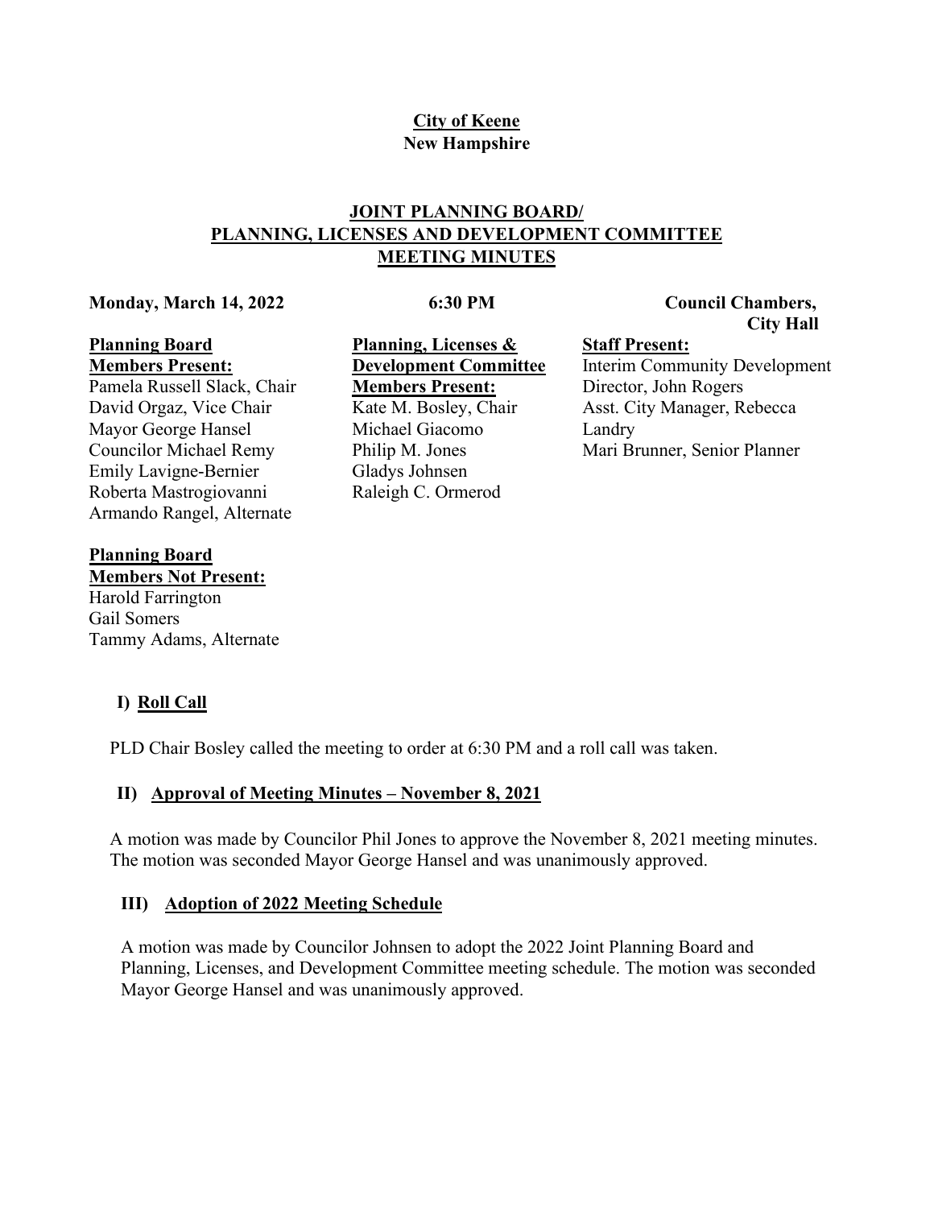**City of Keene**
**New Hampshire**

# JOINT PLANNING BOARD/ PLANNING, LICENSES AND DEVELOPMENT COMMITTEE MEETING MINUTES

**Monday, March 14, 2022** **6:30 PM** **Council Chambers, City Hall**

**Planning Board Members Present:**
Pamela Russell Slack, Chair
David Orgaz, Vice Chair
Mayor George Hansel
Councilor Michael Remy
Emily Lavigne-Bernier
Roberta Mastrogiovanni
Armando Rangel, Alternate

**Planning, Licenses & Development Committee Members Present:**
Kate M. Bosley, Chair
Michael Giacomo
Philip M. Jones
Gladys Johnsen
Raleigh C. Ormerod

**Staff Present:**
Interim Community Development Director, John Rogers
Asst. City Manager, Rebecca Landry
Mari Brunner, Senior Planner

**Planning Board Members Not Present:**
Harold Farrington
Gail Somers
Tammy Adams, Alternate

## I) Roll Call

PLD Chair Bosley called the meeting to order at 6:30 PM and a roll call was taken.

## II) Approval of Meeting Minutes – November 8, 2021

A motion was made by Councilor Phil Jones to approve the November 8, 2021 meeting minutes. The motion was seconded Mayor George Hansel and was unanimously approved.

## III) Adoption of 2022 Meeting Schedule

A motion was made by Councilor Johnsen to adopt the 2022 Joint Planning Board and Planning, Licenses, and Development Committee meeting schedule. The motion was seconded Mayor George Hansel and was unanimously approved.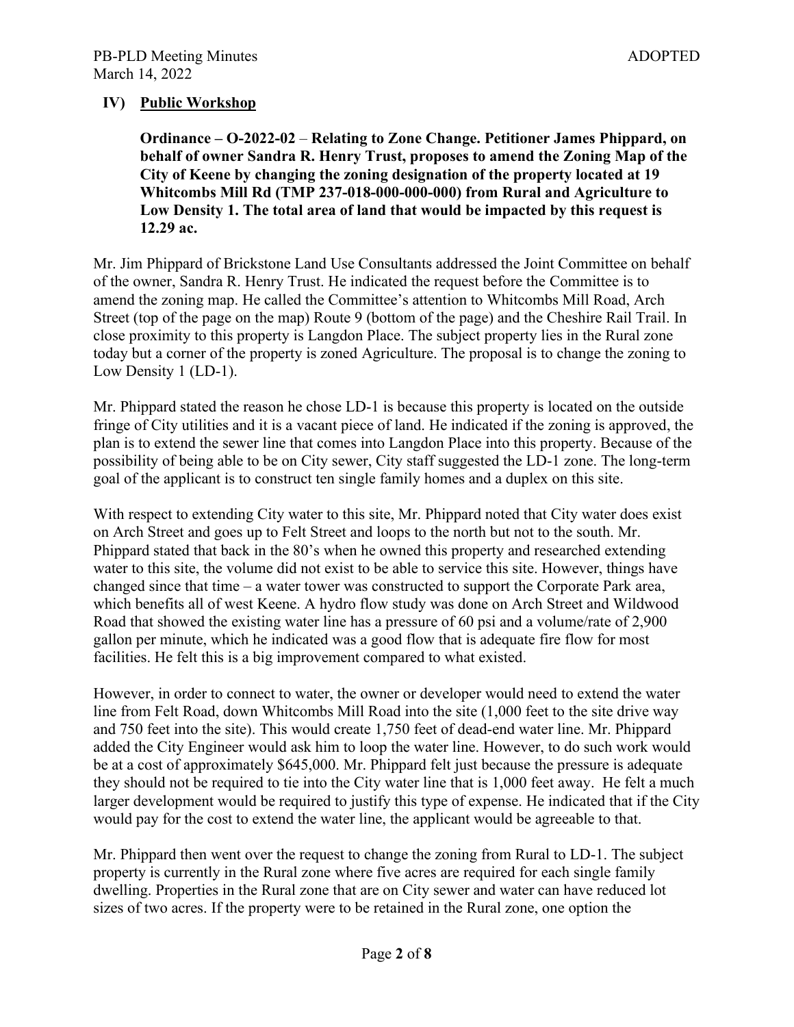## IV) Public Workshop

**Ordinance – O-2022-02 – Relating to Zone Change. Petitioner James Phippard, on behalf of owner Sandra R. Henry Trust, proposes to amend the Zoning Map of the City of Keene by changing the zoning designation of the property located at 19 Whitcombs Mill Rd (TMP 237-018-000-000-000) from Rural and Agriculture to Low Density 1. The total area of land that would be impacted by this request is 12.29 ac.**

Mr. Jim Phippard of Brickstone Land Use Consultants addressed the Joint Committee on behalf of the owner, Sandra R. Henry Trust. He indicated the request before the Committee is to amend the zoning map. He called the Committee's attention to Whitcombs Mill Road, Arch Street (top of the page on the map) Route 9 (bottom of the page) and the Cheshire Rail Trail. In close proximity to this property is Langdon Place. The subject property lies in the Rural zone today but a corner of the property is zoned Agriculture. The proposal is to change the zoning to Low Density 1 (LD-1).

Mr. Phippard stated the reason he chose LD-1 is because this property is located on the outside fringe of City utilities and it is a vacant piece of land. He indicated if the zoning is approved, the plan is to extend the sewer line that comes into Langdon Place into this property. Because of the possibility of being able to be on City sewer, City staff suggested the LD-1 zone. The long-term goal of the applicant is to construct ten single family homes and a duplex on this site.

With respect to extending City water to this site, Mr. Phippard noted that City water does exist on Arch Street and goes up to Felt Street and loops to the north but not to the south. Mr. Phippard stated that back in the 80's when he owned this property and researched extending water to this site, the volume did not exist to be able to service this site. However, things have changed since that time – a water tower was constructed to support the Corporate Park area, which benefits all of west Keene. A hydro flow study was done on Arch Street and Wildwood Road that showed the existing water line has a pressure of 60 psi and a volume/rate of 2,900 gallon per minute, which he indicated was a good flow that is adequate fire flow for most facilities. He felt this is a big improvement compared to what existed.

However, in order to connect to water, the owner or developer would need to extend the water line from Felt Road, down Whitcombs Mill Road into the site (1,000 feet to the site drive way and 750 feet into the site). This would create 1,750 feet of dead-end water line. Mr. Phippard added the City Engineer would ask him to loop the water line. However, to do such work would be at a cost of approximately $645,000. Mr. Phippard felt just because the pressure is adequate they should not be required to tie into the City water line that is 1,000 feet away. He felt a much larger development would be required to justify this type of expense. He indicated that if the City would pay for the cost to extend the water line, the applicant would be agreeable to that.

Mr. Phippard then went over the request to change the zoning from Rural to LD-1. The subject property is currently in the Rural zone where five acres are required for each single family dwelling. Properties in the Rural zone that are on City sewer and water can have reduced lot sizes of two acres. If the property were to be retained in the Rural zone, one option the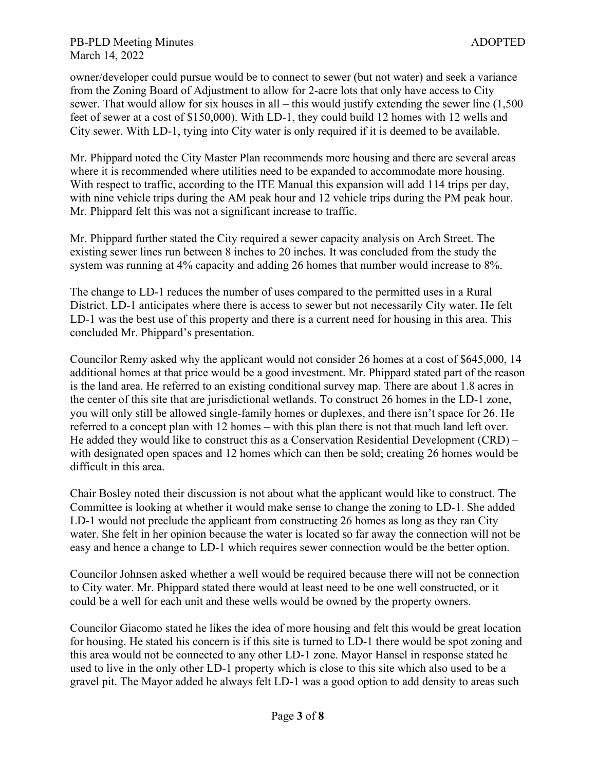owner/developer could pursue would be to connect to sewer (but not water) and seek a variance from the Zoning Board of Adjustment to allow for 2-acre lots that only have access to City sewer. That would allow for six houses in all – this would justify extending the sewer line (1,500 feet of sewer at a cost of $150,000). With LD-1, they could build 12 homes with 12 wells and City sewer. With LD-1, tying into City water is only required if it is deemed to be available.

Mr. Phippard noted the City Master Plan recommends more housing and there are several areas where it is recommended where utilities need to be expanded to accommodate more housing. With respect to traffic, according to the ITE Manual this expansion will add 114 trips per day, with nine vehicle trips during the AM peak hour and 12 vehicle trips during the PM peak hour. Mr. Phippard felt this was not a significant increase to traffic.

Mr. Phippard further stated the City required a sewer capacity analysis on Arch Street. The existing sewer lines run between 8 inches to 20 inches. It was concluded from the study the system was running at 4% capacity and adding 26 homes that number would increase to 8%.

The change to LD-1 reduces the number of uses compared to the permitted uses in a Rural District. LD-1 anticipates where there is access to sewer but not necessarily City water. He felt LD-1 was the best use of this property and there is a current need for housing in this area. This concluded Mr. Phippard's presentation.

Councilor Remy asked why the applicant would not consider 26 homes at a cost of $645,000, 14 additional homes at that price would be a good investment. Mr. Phippard stated part of the reason is the land area. He referred to an existing conditional survey map. There are about 1.8 acres in the center of this site that are jurisdictional wetlands. To construct 26 homes in the LD-1 zone, you will only still be allowed single-family homes or duplexes, and there isn't space for 26. He referred to a concept plan with 12 homes – with this plan there is not that much land left over. He added they would like to construct this as a Conservation Residential Development (CRD) – with designated open spaces and 12 homes which can then be sold; creating 26 homes would be difficult in this area.

Chair Bosley noted their discussion is not about what the applicant would like to construct. The Committee is looking at whether it would make sense to change the zoning to LD-1. She added LD-1 would not preclude the applicant from constructing 26 homes as long as they ran City water. She felt in her opinion because the water is located so far away the connection will not be easy and hence a change to LD-1 which requires sewer connection would be the better option.

Councilor Johnsen asked whether a well would be required because there will not be connection to City water. Mr. Phippard stated there would at least need to be one well constructed, or it could be a well for each unit and these wells would be owned by the property owners.

Councilor Giacomo stated he likes the idea of more housing and felt this would be great location for housing. He stated his concern is if this site is turned to LD-1 there would be spot zoning and this area would not be connected to any other LD-1 zone. Mayor Hansel in response stated he used to live in the only other LD-1 property which is close to this site which also used to be a gravel pit. The Mayor added he always felt LD-1 was a good option to add density to areas such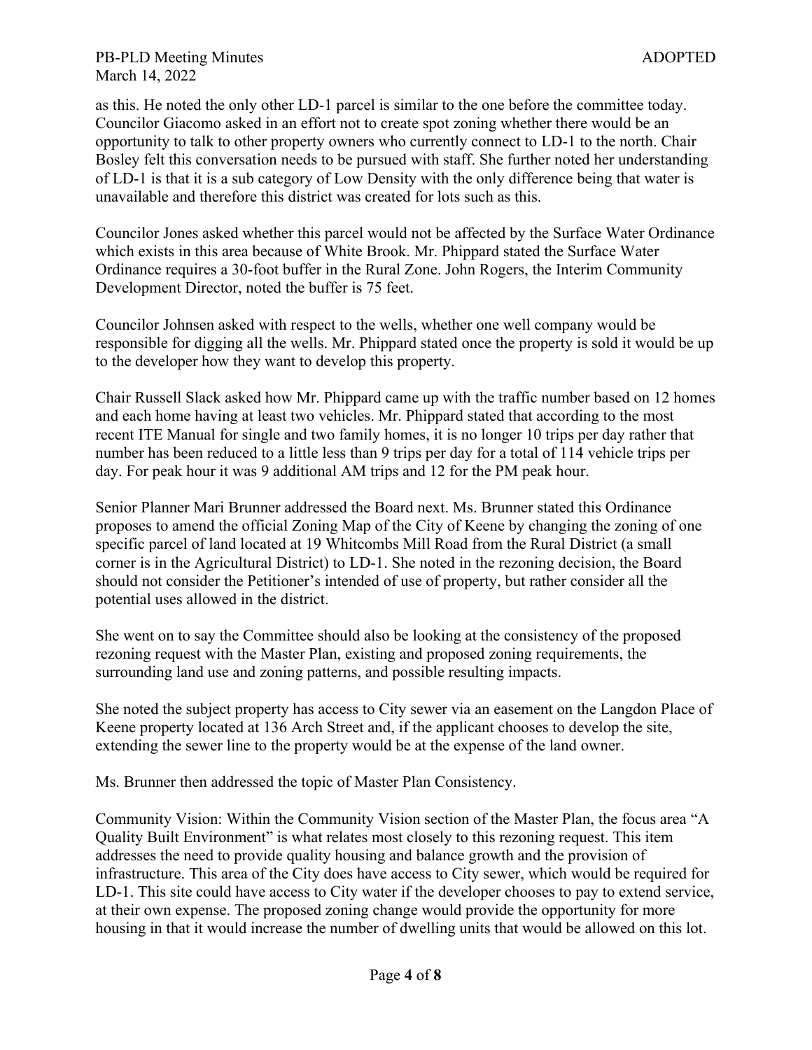as this. He noted the only other LD-1 parcel is similar to the one before the committee today. Councilor Giacomo asked in an effort not to create spot zoning whether there would be an opportunity to talk to other property owners who currently connect to LD-1 to the north. Chair Bosley felt this conversation needs to be pursued with staff. She further noted her understanding of LD-1 is that it is a sub category of Low Density with the only difference being that water is unavailable and therefore this district was created for lots such as this.

Councilor Jones asked whether this parcel would not be affected by the Surface Water Ordinance which exists in this area because of White Brook. Mr. Phippard stated the Surface Water Ordinance requires a 30-foot buffer in the Rural Zone. John Rogers, the Interim Community Development Director, noted the buffer is 75 feet.

Councilor Johnsen asked with respect to the wells, whether one well company would be responsible for digging all the wells. Mr. Phippard stated once the property is sold it would be up to the developer how they want to develop this property.

Chair Russell Slack asked how Mr. Phippard came up with the traffic number based on 12 homes and each home having at least two vehicles. Mr. Phippard stated that according to the most recent ITE Manual for single and two family homes, it is no longer 10 trips per day rather that number has been reduced to a little less than 9 trips per day for a total of 114 vehicle trips per day. For peak hour it was 9 additional AM trips and 12 for the PM peak hour.

Senior Planner Mari Brunner addressed the Board next. Ms. Brunner stated this Ordinance proposes to amend the official Zoning Map of the City of Keene by changing the zoning of one specific parcel of land located at 19 Whitcombs Mill Road from the Rural District (a small corner is in the Agricultural District) to LD-1. She noted in the rezoning decision, the Board should not consider the Petitioner's intended of use of property, but rather consider all the potential uses allowed in the district.

She went on to say the Committee should also be looking at the consistency of the proposed rezoning request with the Master Plan, existing and proposed zoning requirements, the surrounding land use and zoning patterns, and possible resulting impacts.

She noted the subject property has access to City sewer via an easement on the Langdon Place of Keene property located at 136 Arch Street and, if the applicant chooses to develop the site, extending the sewer line to the property would be at the expense of the land owner.

Ms. Brunner then addressed the topic of Master Plan Consistency.

Community Vision: Within the Community Vision section of the Master Plan, the focus area "A Quality Built Environment" is what relates most closely to this rezoning request. This item addresses the need to provide quality housing and balance growth and the provision of infrastructure. This area of the City does have access to City sewer, which would be required for LD-1. This site could have access to City water if the developer chooses to pay to extend service, at their own expense. The proposed zoning change would provide the opportunity for more housing in that it would increase the number of dwelling units that would be allowed on this lot.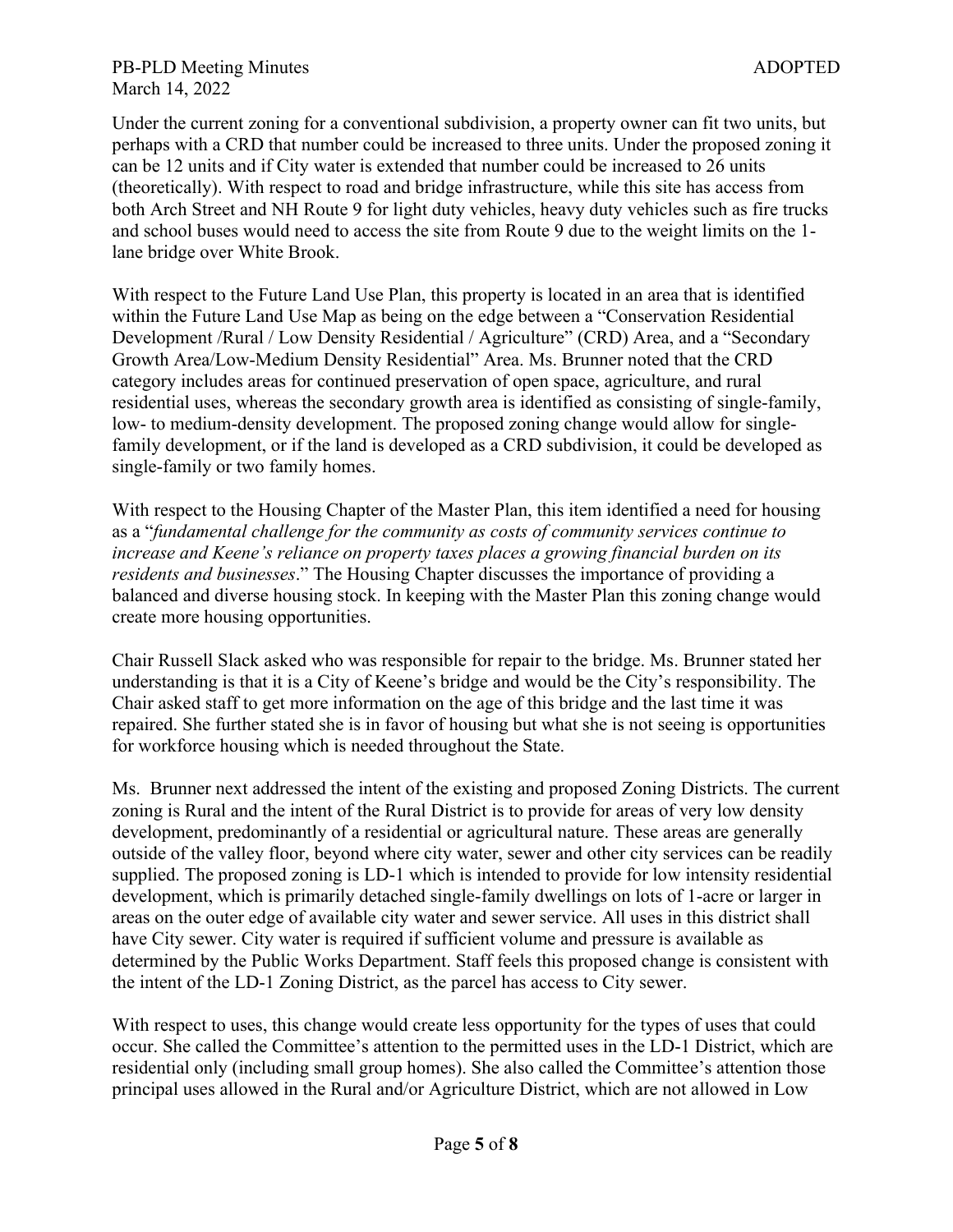Under the current zoning for a conventional subdivision, a property owner can fit two units, but perhaps with a CRD that number could be increased to three units. Under the proposed zoning it can be 12 units and if City water is extended that number could be increased to 26 units (theoretically). With respect to road and bridge infrastructure, while this site has access from both Arch Street and NH Route 9 for light duty vehicles, heavy duty vehicles such as fire trucks and school buses would need to access the site from Route 9 due to the weight limits on the 1-lane bridge over White Brook.

With respect to the Future Land Use Plan, this property is located in an area that is identified within the Future Land Use Map as being on the edge between a "Conservation Residential Development /Rural / Low Density Residential / Agriculture" (CRD) Area, and a "Secondary Growth Area/Low-Medium Density Residential" Area. Ms. Brunner noted that the CRD category includes areas for continued preservation of open space, agriculture, and rural residential uses, whereas the secondary growth area is identified as consisting of single-family, low- to medium-density development. The proposed zoning change would allow for single-family development, or if the land is developed as a CRD subdivision, it could be developed as single-family or two family homes.

With respect to the Housing Chapter of the Master Plan, this item identified a need for housing as a "*fundamental challenge for the community as costs of community services continue to increase and Keene's reliance on property taxes places a growing financial burden on its residents and businesses*." The Housing Chapter discusses the importance of providing a balanced and diverse housing stock. In keeping with the Master Plan this zoning change would create more housing opportunities.

Chair Russell Slack asked who was responsible for repair to the bridge. Ms. Brunner stated her understanding is that it is a City of Keene's bridge and would be the City's responsibility. The Chair asked staff to get more information on the age of this bridge and the last time it was repaired. She further stated she is in favor of housing but what she is not seeing is opportunities for workforce housing which is needed throughout the State.

Ms. Brunner next addressed the intent of the existing and proposed Zoning Districts. The current zoning is Rural and the intent of the Rural District is to provide for areas of very low density development, predominantly of a residential or agricultural nature. These areas are generally outside of the valley floor, beyond where city water, sewer and other city services can be readily supplied. The proposed zoning is LD-1 which is intended to provide for low intensity residential development, which is primarily detached single-family dwellings on lots of 1-acre or larger in areas on the outer edge of available city water and sewer service. All uses in this district shall have City sewer. City water is required if sufficient volume and pressure is available as determined by the Public Works Department. Staff feels this proposed change is consistent with the intent of the LD-1 Zoning District, as the parcel has access to City sewer.

With respect to uses, this change would create less opportunity for the types of uses that could occur. She called the Committee's attention to the permitted uses in the LD-1 District, which are residential only (including small group homes). She also called the Committee's attention those principal uses allowed in the Rural and/or Agriculture District, which are not allowed in Low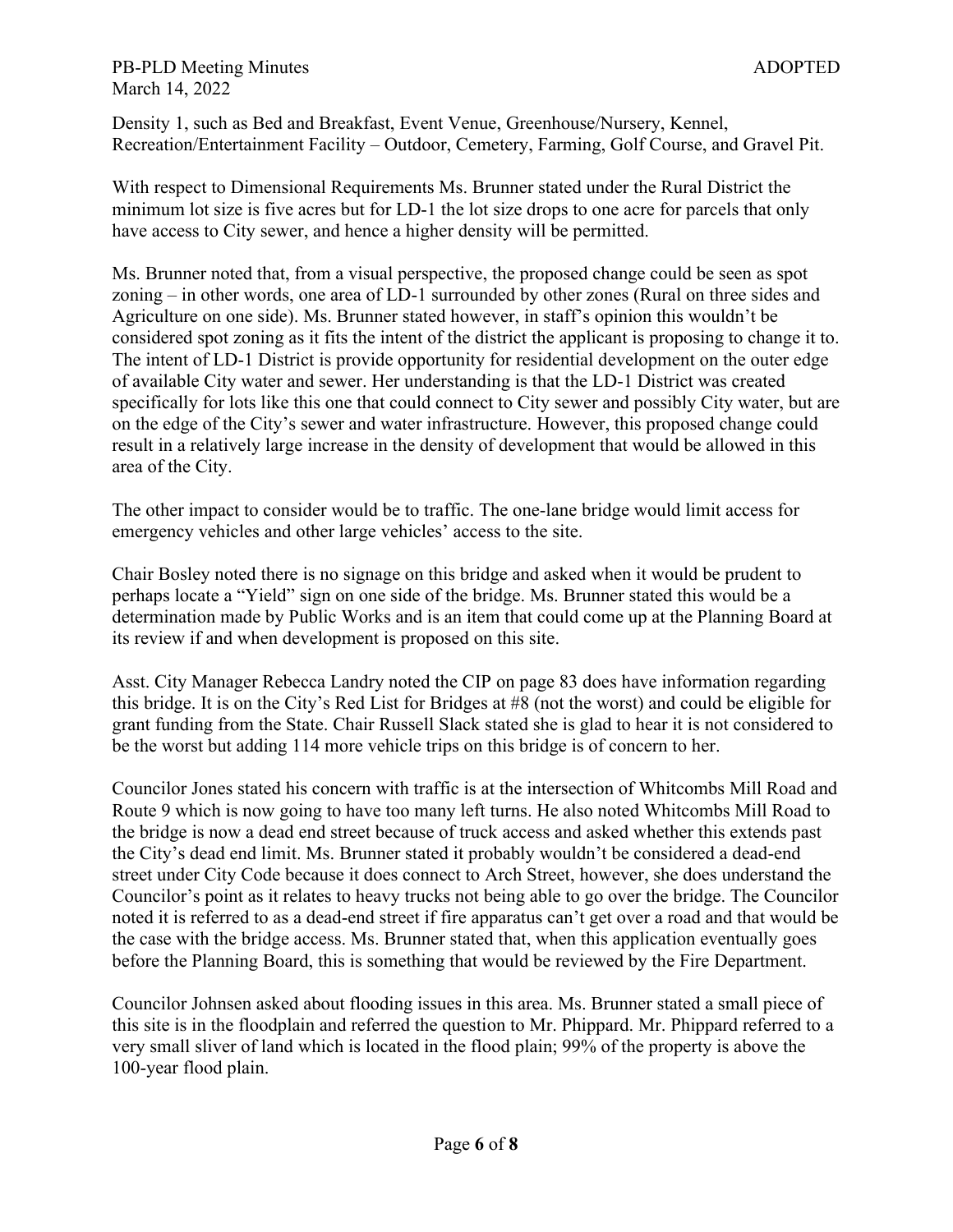Density 1, such as Bed and Breakfast, Event Venue, Greenhouse/Nursery, Kennel, Recreation/Entertainment Facility – Outdoor, Cemetery, Farming, Golf Course, and Gravel Pit.

With respect to Dimensional Requirements Ms. Brunner stated under the Rural District the minimum lot size is five acres but for LD-1 the lot size drops to one acre for parcels that only have access to City sewer, and hence a higher density will be permitted.

Ms. Brunner noted that, from a visual perspective, the proposed change could be seen as spot zoning – in other words, one area of LD-1 surrounded by other zones (Rural on three sides and Agriculture on one side). Ms. Brunner stated however, in staff's opinion this wouldn't be considered spot zoning as it fits the intent of the district the applicant is proposing to change it to. The intent of LD-1 District is provide opportunity for residential development on the outer edge of available City water and sewer. Her understanding is that the LD-1 District was created specifically for lots like this one that could connect to City sewer and possibly City water, but are on the edge of the City's sewer and water infrastructure. However, this proposed change could result in a relatively large increase in the density of development that would be allowed in this area of the City.

The other impact to consider would be to traffic. The one-lane bridge would limit access for emergency vehicles and other large vehicles' access to the site.

Chair Bosley noted there is no signage on this bridge and asked when it would be prudent to perhaps locate a "Yield" sign on one side of the bridge. Ms. Brunner stated this would be a determination made by Public Works and is an item that could come up at the Planning Board at its review if and when development is proposed on this site.

Asst. City Manager Rebecca Landry noted the CIP on page 83 does have information regarding this bridge. It is on the City's Red List for Bridges at #8 (not the worst) and could be eligible for grant funding from the State. Chair Russell Slack stated she is glad to hear it is not considered to be the worst but adding 114 more vehicle trips on this bridge is of concern to her.

Councilor Jones stated his concern with traffic is at the intersection of Whitcombs Mill Road and Route 9 which is now going to have too many left turns. He also noted Whitcombs Mill Road to the bridge is now a dead end street because of truck access and asked whether this extends past the City's dead end limit. Ms. Brunner stated it probably wouldn't be considered a dead-end street under City Code because it does connect to Arch Street, however, she does understand the Councilor's point as it relates to heavy trucks not being able to go over the bridge. The Councilor noted it is referred to as a dead-end street if fire apparatus can't get over a road and that would be the case with the bridge access. Ms. Brunner stated that, when this application eventually goes before the Planning Board, this is something that would be reviewed by the Fire Department.

Councilor Johnsen asked about flooding issues in this area. Ms. Brunner stated a small piece of this site is in the floodplain and referred the question to Mr. Phippard. Mr. Phippard referred to a very small sliver of land which is located in the flood plain; 99% of the property is above the 100-year flood plain.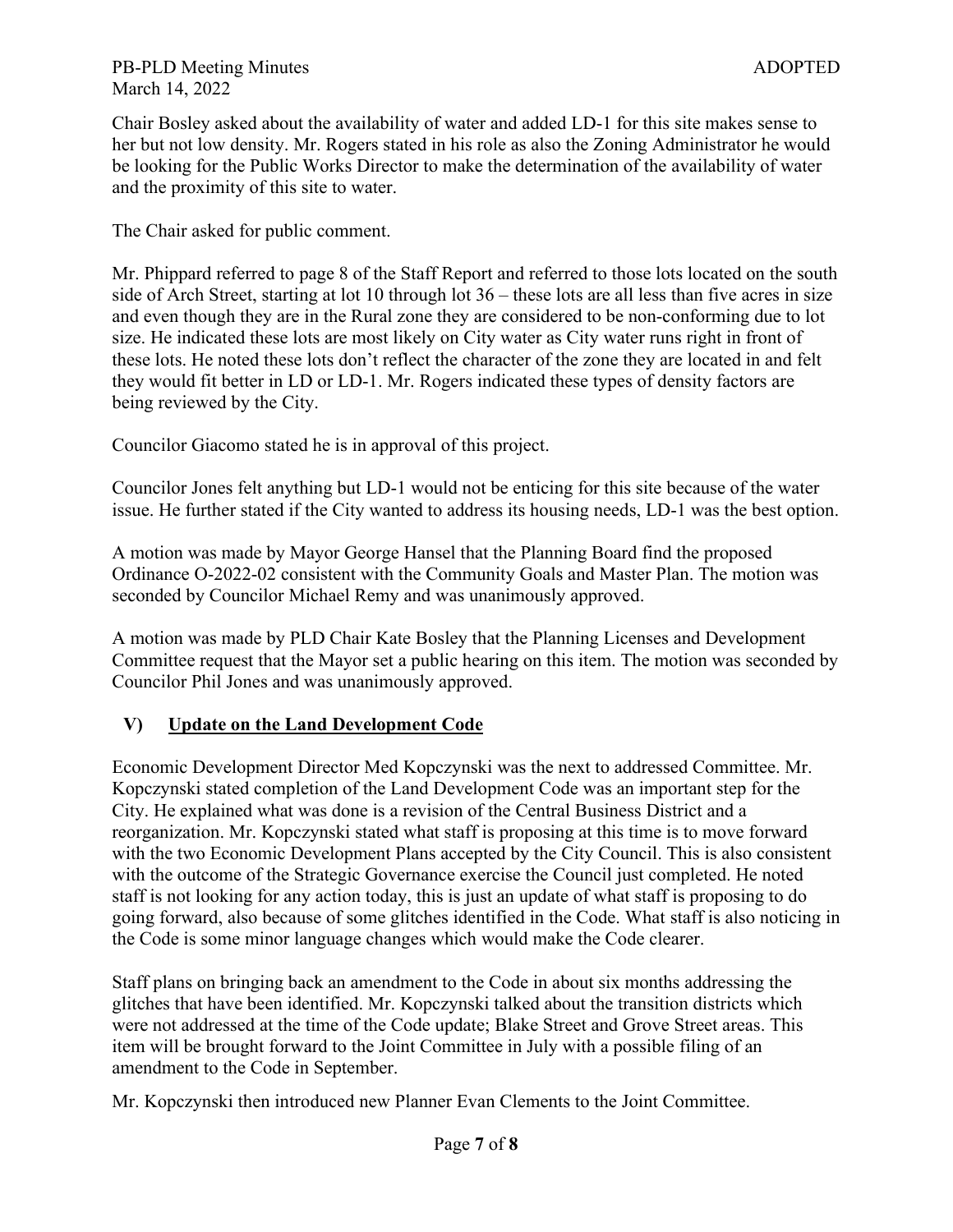Chair Bosley asked about the availability of water and added LD-1 for this site makes sense to her but not low density. Mr. Rogers stated in his role as also the Zoning Administrator he would be looking for the Public Works Director to make the determination of the availability of water and the proximity of this site to water.

The Chair asked for public comment.

Mr. Phippard referred to page 8 of the Staff Report and referred to those lots located on the south side of Arch Street, starting at lot 10 through lot 36 – these lots are all less than five acres in size and even though they are in the Rural zone they are considered to be non-conforming due to lot size. He indicated these lots are most likely on City water as City water runs right in front of these lots. He noted these lots don't reflect the character of the zone they are located in and felt they would fit better in LD or LD-1. Mr. Rogers indicated these types of density factors are being reviewed by the City.

Councilor Giacomo stated he is in approval of this project.

Councilor Jones felt anything but LD-1 would not be enticing for this site because of the water issue. He further stated if the City wanted to address its housing needs, LD-1 was the best option.

A motion was made by Mayor George Hansel that the Planning Board find the proposed Ordinance O-2022-02 consistent with the Community Goals and Master Plan. The motion was seconded by Councilor Michael Remy and was unanimously approved.

A motion was made by PLD Chair Kate Bosley that the Planning Licenses and Development Committee request that the Mayor set a public hearing on this item. The motion was seconded by Councilor Phil Jones and was unanimously approved.

## V) Update on the Land Development Code

Economic Development Director Med Kopczynski was the next to addressed Committee. Mr. Kopczynski stated completion of the Land Development Code was an important step for the City. He explained what was done is a revision of the Central Business District and a reorganization. Mr. Kopczynski stated what staff is proposing at this time is to move forward with the two Economic Development Plans accepted by the City Council. This is also consistent with the outcome of the Strategic Governance exercise the Council just completed. He noted staff is not looking for any action today, this is just an update of what staff is proposing to do going forward, also because of some glitches identified in the Code. What staff is also noticing in the Code is some minor language changes which would make the Code clearer.

Staff plans on bringing back an amendment to the Code in about six months addressing the glitches that have been identified. Mr. Kopczynski talked about the transition districts which were not addressed at the time of the Code update; Blake Street and Grove Street areas. This item will be brought forward to the Joint Committee in July with a possible filing of an amendment to the Code in September.

Mr. Kopczynski then introduced new Planner Evan Clements to the Joint Committee.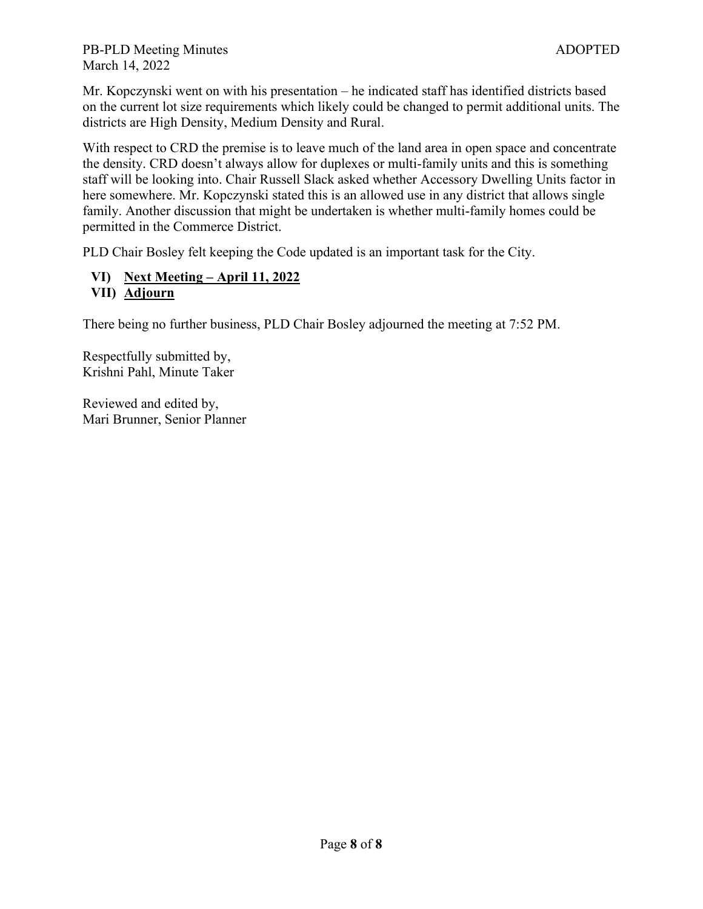Mr. Kopczynski went on with his presentation – he indicated staff has identified districts based on the current lot size requirements which likely could be changed to permit additional units. The districts are High Density, Medium Density and Rural.

With respect to CRD the premise is to leave much of the land area in open space and concentrate the density. CRD doesn't always allow for duplexes or multi-family units and this is something staff will be looking into. Chair Russell Slack asked whether Accessory Dwelling Units factor in here somewhere. Mr. Kopczynski stated this is an allowed use in any district that allows single family. Another discussion that might be undertaken is whether multi-family homes could be permitted in the Commerce District.

PLD Chair Bosley felt keeping the Code updated is an important task for the City.

**VI) <u>Next Meeting – April 11, 2022</u>**

**VII) <u>Adjourn</u>**

There being no further business, PLD Chair Bosley adjourned the meeting at 7:52 PM.

Respectfully submitted by,
Krishni Pahl, Minute Taker

Reviewed and edited by,
Mari Brunner, Senior Planner